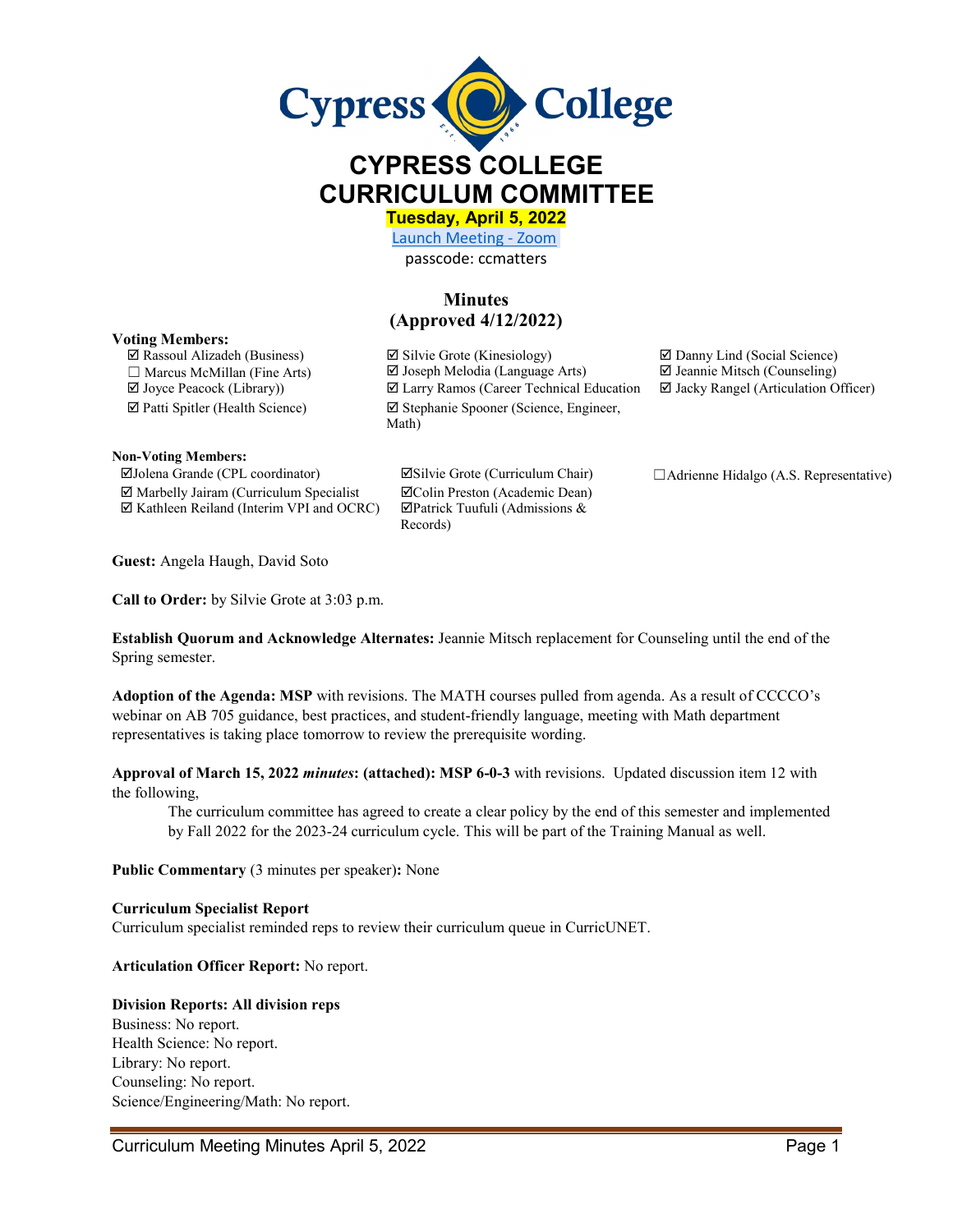# CYPRESS COLLEGE CURRICULUM COMMITTEE

**Tuesday, April 5, 2022**

Launch Meeting - Zoom

passcode: ccmatters

## Minutes (Approved 4/12/2022)

**Voting Members:**

- ☑ Rassoul Alizadeh (Business)
- ☐ Marcus McMillan (Fine Arts)
- ☑ Joyce Peacock (Library))
- ☑ Patti Spitler (Health Science)
- ☑ Silvie Grote (Kinesiology)
- ☑ Joseph Melodia (Language Arts)
- ☑ Larry Ramos (Career Technical Education
- ☑ Stephanie Spooner (Science, Engineer, Math)
- ☑ Danny Lind (Social Science)
- ☑ Jeannie Mitsch (Counseling)
- ☑ Jacky Rangel (Articulation Officer)

**Non-Voting Members:**

- ☑Jolena Grande (CPL coordinator)
- ☑ Marbelly Jairam (Curriculum Specialist
- ☑ Kathleen Reiland (Interim VPI and OCRC)
- ☑Silvie Grote (Curriculum Chair)
- ☑Colin Preston (Academic Dean)
- ☑Patrick Tuufuli (Admissions & Records)
- ☐Adrienne Hidalgo (A.S. Representative)

**Guest:** Angela Haugh, David Soto

**Call to Order:** by Silvie Grote at 3:03 p.m.

**Establish Quorum and Acknowledge Alternates:** Jeannie Mitsch replacement for Counseling until the end of the Spring semester.

**Adoption of the Agenda: MSP** with revisions. The MATH courses pulled from agenda. As a result of CCCCO's webinar on AB 705 guidance, best practices, and student-friendly language, meeting with Math department representatives is taking place tomorrow to review the prerequisite wording.

**Approval of March 15, 2022 *minutes*: (attached): MSP 6-0-3** with revisions. Updated discussion item 12 with the following,

> The curriculum committee has agreed to create a clear policy by the end of this semester and implemented by Fall 2022 for the 2023-24 curriculum cycle. This will be part of the Training Manual as well.

**Public Commentary** (3 minutes per speaker)**:** None

**Curriculum Specialist Report**

Curriculum specialist reminded reps to review their curriculum queue in CurricUNET.

**Articulation Officer Report:** No report.

**Division Reports: All division reps**

Business: No report.
Health Science: No report.
Library: No report.
Counseling: No report.
Science/Engineering/Math: No report.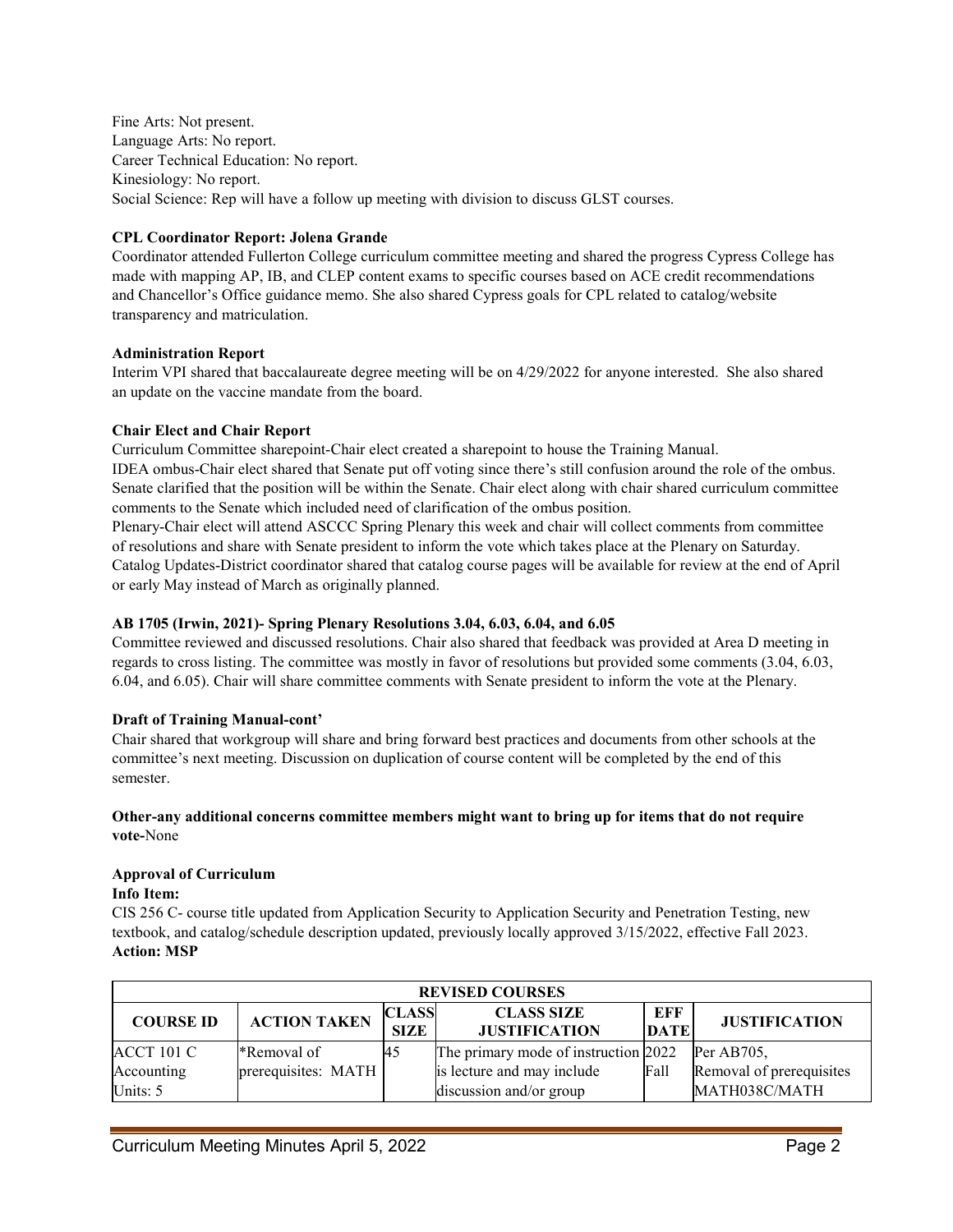Fine Arts: Not present.
Language Arts: No report.
Career Technical Education: No report.
Kinesiology: No report.
Social Science: Rep will have a follow up meeting with division to discuss GLST courses.

**CPL Coordinator Report: Jolena Grande**

Coordinator attended Fullerton College curriculum committee meeting and shared the progress Cypress College has made with mapping AP, IB, and CLEP content exams to specific courses based on ACE credit recommendations and Chancellor's Office guidance memo. She also shared Cypress goals for CPL related to catalog/website transparency and matriculation.

**Administration Report**

Interim VPI shared that baccalaureate degree meeting will be on 4/29/2022 for anyone interested. She also shared an update on the vaccine mandate from the board.

**Chair Elect and Chair Report**

Curriculum Committee sharepoint-Chair elect created a sharepoint to house the Training Manual.
IDEA ombus-Chair elect shared that Senate put off voting since there's still confusion around the role of the ombus. Senate clarified that the position will be within the Senate. Chair elect along with chair shared curriculum committee comments to the Senate which included need of clarification of the ombus position.
Plenary-Chair elect will attend ASCCC Spring Plenary this week and chair will collect comments from committee of resolutions and share with Senate president to inform the vote which takes place at the Plenary on Saturday.
Catalog Updates-District coordinator shared that catalog course pages will be available for review at the end of April or early May instead of March as originally planned.

**AB 1705 (Irwin, 2021)- Spring Plenary Resolutions 3.04, 6.03, 6.04, and 6.05**

Committee reviewed and discussed resolutions. Chair also shared that feedback was provided at Area D meeting in regards to cross listing. The committee was mostly in favor of resolutions but provided some comments (3.04, 6.03, 6.04, and 6.05). Chair will share committee comments with Senate president to inform the vote at the Plenary.

**Draft of Training Manual-cont'**

Chair shared that workgroup will share and bring forward best practices and documents from other schools at the committee's next meeting. Discussion on duplication of course content will be completed by the end of this semester.

**Other-any additional concerns committee members might want to bring up for items that do not require vote-**None

**Approval of Curriculum**

**Info Item:**

CIS 256 C- course title updated from Application Security to Application Security and Penetration Testing, new textbook, and catalog/schedule description updated, previously locally approved 3/15/2022, effective Fall 2023.

**Action: MSP**

| REVISED COURSES | | | | | |
|---|---|---|---|---|---|
| **COURSE ID** | **ACTION TAKEN** | **CLASS SIZE** | **CLASS SIZE JUSTIFICATION** | **EFF DATE** | **JUSTIFICATION** |
| ACCT 101 C Accounting Units: 5 | *Removal of prerequisites: MATH | 45 | The primary mode of instruction is lecture and may include discussion and/or group | 2022 Fall | Per AB705, Removal of prerequisites MATH038C/MATH |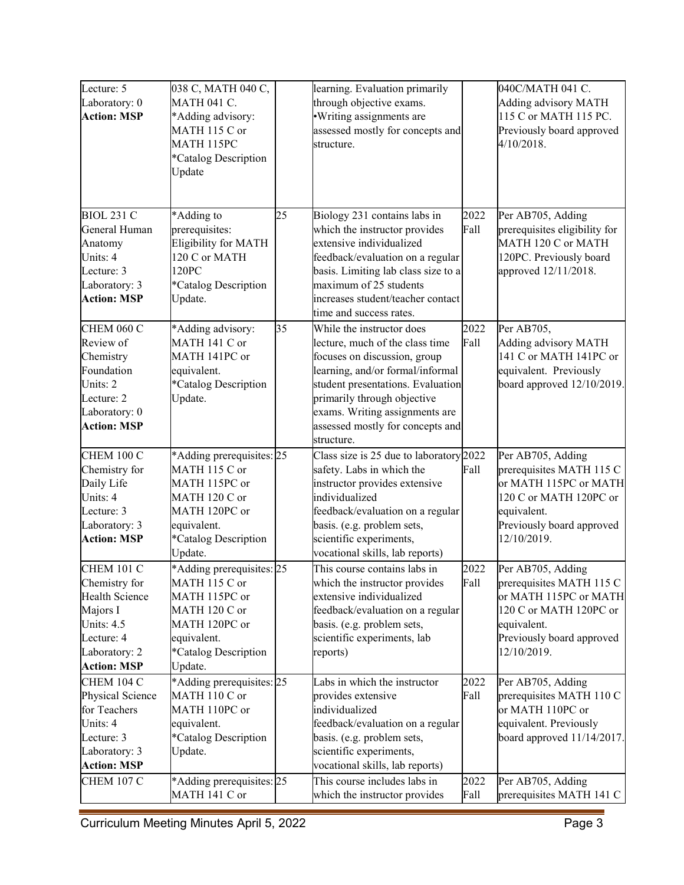| | | | | | |
|---|---|---|---|---|---|
| Lecture: 5<br>Laboratory: 0<br>**Action: MSP** | 038 C, MATH 040 C, MATH 041 C.<br>*Adding advisory: MATH 115 C or MATH 115PC<br>*Catalog Description Update | | learning. Evaluation primarily through objective exams.<br>•Writing assignments are assessed mostly for concepts and structure. | | 040C/MATH 041 C. Adding advisory MATH 115 C or MATH 115 PC. Previously board approved 4/10/2018. |
| BIOL 231 C<br>General Human Anatomy<br>Units: 4<br>Lecture: 3<br>Laboratory: 3<br>**Action: MSP** | *Adding to prerequisites: Eligibility for MATH 120 C or MATH 120PC<br>*Catalog Description Update. | 25 | Biology 231 contains labs in which the instructor provides extensive individualized feedback/evaluation on a regular basis. Limiting lab class size to a maximum of 25 students increases student/teacher contact time and success rates. | 2022 Fall | Per AB705, Adding prerequisites eligibility for MATH 120 C or MATH 120PC. Previously board approved 12/11/2018. |
| CHEM 060 C<br>Review of Chemistry Foundation<br>Units: 2<br>Lecture: 2<br>Laboratory: 0<br>**Action: MSP** | *Adding advisory: MATH 141 C or MATH 141PC or equivalent.<br>*Catalog Description Update. | 35 | While the instructor does lecture, much of the class time focuses on discussion, group learning, and/or formal/informal student presentations. Evaluation primarily through objective exams. Writing assignments are assessed mostly for concepts and structure. | 2022 Fall | Per AB705, Adding advisory MATH 141 C or MATH 141PC or equivalent. Previously board approved 12/10/2019. |
| CHEM 100 C<br>Chemistry for Daily Life<br>Units: 4<br>Lecture: 3<br>Laboratory: 3<br>**Action: MSP** | *Adding prerequisites: MATH 115 C or MATH 115PC or MATH 120 C or MATH 120PC or equivalent.<br>*Catalog Description Update. | 25 | Class size is 25 due to laboratory safety. Labs in which the instructor provides extensive individualized feedback/evaluation on a regular basis. (e.g. problem sets, scientific experiments, vocational skills, lab reports) | 2022 Fall | Per AB705, Adding prerequisites MATH 115 C or MATH 115PC or MATH 120 C or MATH 120PC or equivalent. Previously board approved 12/10/2019. |
| CHEM 101 C<br>Chemistry for Health Science Majors I<br>Units: 4.5<br>Lecture: 4<br>Laboratory: 2<br>**Action: MSP** | *Adding prerequisites: MATH 115 C or MATH 115PC or MATH 120 C or MATH 120PC or equivalent.<br>*Catalog Description Update. | 25 | This course contains labs in which the instructor provides extensive individualized feedback/evaluation on a regular basis. (e.g. problem sets, scientific experiments, lab reports) | 2022 Fall | Per AB705, Adding prerequisites MATH 115 C or MATH 115PC or MATH 120 C or MATH 120PC or equivalent. Previously board approved 12/10/2019. |
| CHEM 104 C<br>Physical Science for Teachers<br>Units: 4<br>Lecture: 3<br>Laboratory: 3<br>**Action: MSP** | *Adding prerequisites: MATH 110 C or MATH 110PC or equivalent.<br>*Catalog Description Update. | 25 | Labs in which the instructor provides extensive individualized feedback/evaluation on a regular basis. (e.g. problem sets, scientific experiments, vocational skills, lab reports) | 2022 Fall | Per AB705, Adding prerequisites MATH 110 C or MATH 110PC or equivalent. Previously board approved 11/14/2017. |
| CHEM 107 C | *Adding prerequisites: MATH 141 C or | 25 | This course includes labs in which the instructor provides | 2022 Fall | Per AB705, Adding prerequisites MATH 141 C |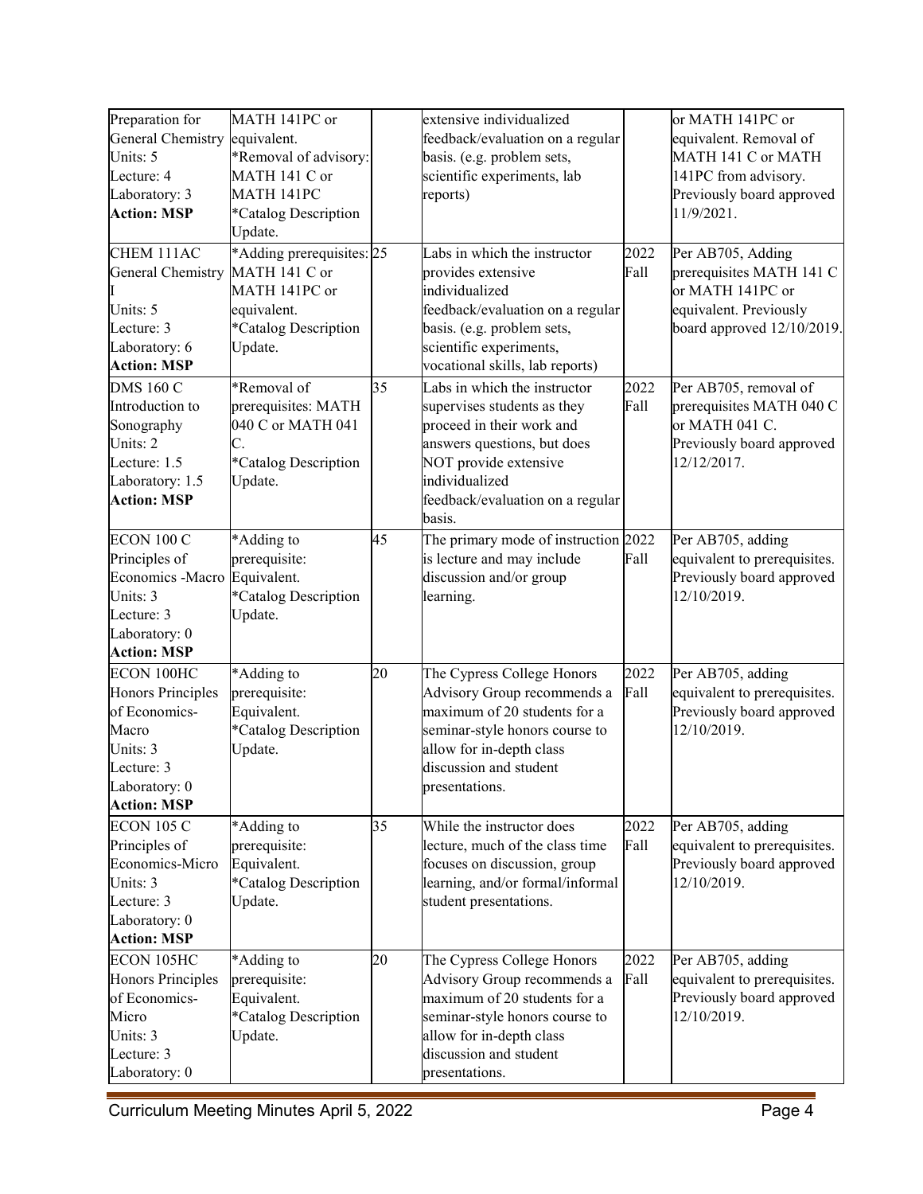| | | | | | |
|---|---|---|---|---|---|
| Preparation for General Chemistry<br>Units: 5<br>Lecture: 4<br>Laboratory: 3<br>**Action: MSP** | MATH 141PC or equivalent.<br>*Removal of advisory: MATH 141 C or MATH 141PC<br>*Catalog Description Update. | | extensive individualized feedback/evaluation on a regular basis. (e.g. problem sets, scientific experiments, lab reports) | | or MATH 141PC or equivalent. Removal of MATH 141 C or MATH 141PC from advisory. Previously board approved 11/9/2021. |
| CHEM 111AC<br>General Chemistry I<br>Units: 5<br>Lecture: 3<br>Laboratory: 6<br>**Action: MSP** | *Adding prerequisites: MATH 141 C or MATH 141PC or equivalent.<br>*Catalog Description Update. | 25 | Labs in which the instructor provides extensive individualized feedback/evaluation on a regular basis. (e.g. problem sets, scientific experiments, vocational skills, lab reports) | 2022 Fall | Per AB705, Adding prerequisites MATH 141 C or MATH 141PC or equivalent. Previously board approved 12/10/2019. |
| DMS 160 C<br>Introduction to Sonography<br>Units: 2<br>Lecture: 1.5<br>Laboratory: 1.5<br>**Action: MSP** | *Removal of prerequisites: MATH 040 C or MATH 041 C.<br>*Catalog Description Update. | 35 | Labs in which the instructor supervises students as they proceed in their work and answers questions, but does NOT provide extensive individualized feedback/evaluation on a regular basis. | 2022 Fall | Per AB705, removal of prerequisites MATH 040 C or MATH 041 C. Previously board approved 12/12/2017. |
| ECON 100 C<br>Principles of Economics -Macro<br>Units: 3<br>Lecture: 3<br>Laboratory: 0<br>**Action: MSP** | *Adding to prerequisite: Equivalent.<br>*Catalog Description Update. | 45 | The primary mode of instruction is lecture and may include discussion and/or group learning. | 2022 Fall | Per AB705, adding equivalent to prerequisites. Previously board approved 12/10/2019. |
| ECON 100HC<br>Honors Principles of Economics-Macro<br>Units: 3<br>Lecture: 3<br>Laboratory: 0<br>**Action: MSP** | *Adding to prerequisite: Equivalent.<br>*Catalog Description Update. | 20 | The Cypress College Honors Advisory Group recommends a maximum of 20 students for a seminar-style honors course to allow for in-depth class discussion and student presentations. | 2022 Fall | Per AB705, adding equivalent to prerequisites. Previously board approved 12/10/2019. |
| ECON 105 C<br>Principles of Economics-Micro<br>Units: 3<br>Lecture: 3<br>Laboratory: 0<br>**Action: MSP** | *Adding to prerequisite: Equivalent.<br>*Catalog Description Update. | 35 | While the instructor does lecture, much of the class time focuses on discussion, group learning, and/or formal/informal student presentations. | 2022 Fall | Per AB705, adding equivalent to prerequisites. Previously board approved 12/10/2019. |
| ECON 105HC<br>Honors Principles of Economics-Micro<br>Units: 3<br>Lecture: 3<br>Laboratory: 0 | *Adding to prerequisite: Equivalent.<br>*Catalog Description Update. | 20 | The Cypress College Honors Advisory Group recommends a maximum of 20 students for a seminar-style honors course to allow for in-depth class discussion and student presentations. | 2022 Fall | Per AB705, adding equivalent to prerequisites. Previously board approved 12/10/2019. |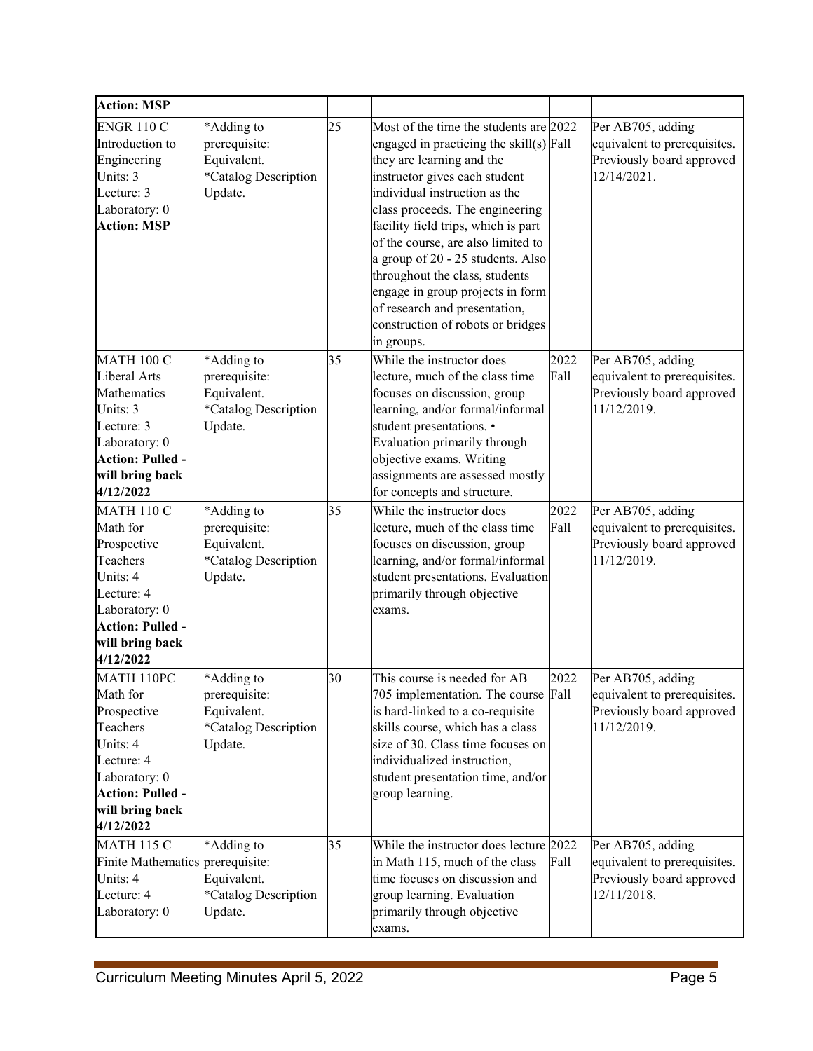| | | | | | |
|---|---|---|---|---|---|
| **Action: MSP** | | | | | |
| ENGR 110 C<br>Introduction to Engineering<br>Units: 3<br>Lecture: 3<br>Laboratory: 0<br>**Action: MSP** | *Adding to prerequisite: Equivalent.<br>*Catalog Description Update. | 25 | Most of the time the students are engaged in practicing the skill(s) they are learning and the instructor gives each student individual instruction as the class proceeds. The engineering facility field trips, which is part of the course, are also limited to a group of 20 - 25 students. Also throughout the class, students engage in group projects in form of research and presentation, construction of robots or bridges in groups. | 2022 Fall | Per AB705, adding equivalent to prerequisites. Previously board approved 12/14/2021. |
| MATH 100 C<br>Liberal Arts Mathematics<br>Units: 3<br>Lecture: 3<br>Laboratory: 0<br>**Action: Pulled - will bring back 4/12/2022** | *Adding to prerequisite: Equivalent.<br>*Catalog Description Update. | 35 | While the instructor does lecture, much of the class time focuses on discussion, group learning, and/or formal/informal student presentations. • Evaluation primarily through objective exams. Writing assignments are assessed mostly for concepts and structure. | 2022 Fall | Per AB705, adding equivalent to prerequisites. Previously board approved 11/12/2019. |
| MATH 110 C<br>Math for Prospective Teachers<br>Units: 4<br>Lecture: 4<br>Laboratory: 0<br>**Action: Pulled - will bring back 4/12/2022** | *Adding to prerequisite: Equivalent.<br>*Catalog Description Update. | 35 | While the instructor does lecture, much of the class time focuses on discussion, group learning, and/or formal/informal student presentations. Evaluation primarily through objective exams. | 2022 Fall | Per AB705, adding equivalent to prerequisites. Previously board approved 11/12/2019. |
| MATH 110PC<br>Math for Prospective Teachers<br>Units: 4<br>Lecture: 4<br>Laboratory: 0<br>**Action: Pulled - will bring back 4/12/2022** | *Adding to prerequisite: Equivalent.<br>*Catalog Description Update. | 30 | This course is needed for AB 705 implementation. The course is hard-linked to a co-requisite skills course, which has a class size of 30. Class time focuses on individualized instruction, student presentation time, and/or group learning. | 2022 Fall | Per AB705, adding equivalent to prerequisites. Previously board approved 11/12/2019. |
| MATH 115 C<br>Finite Mathematics<br>Units: 4<br>Lecture: 4<br>Laboratory: 0 | *Adding to prerequisite: Equivalent.<br>*Catalog Description Update. | 35 | While the instructor does lecture in Math 115, much of the class time focuses on discussion and group learning. Evaluation primarily through objective exams. | 2022 Fall | Per AB705, adding equivalent to prerequisites. Previously board approved 12/11/2018. |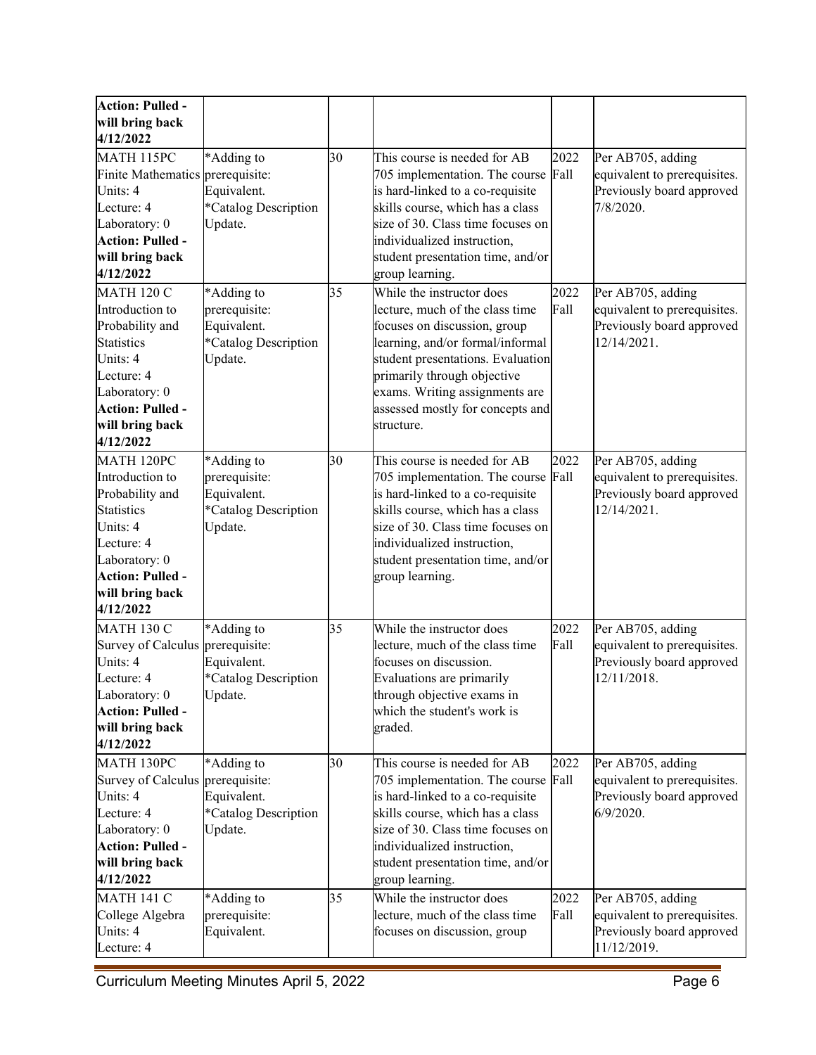| | | | | | |
|---|---|---|---|---|---|
| **Action: Pulled - will bring back 4/12/2022** | | | | | |
| MATH 115PC Finite Mathematics Units: 4 Lecture: 4 Laboratory: 0 **Action: Pulled - will bring back 4/12/2022** | *Adding to prerequisite: Equivalent. *Catalog Description Update. | 30 | This course is needed for AB 705 implementation. The course is hard-linked to a co-requisite skills course, which has a class size of 30. Class time focuses on individualized instruction, student presentation time, and/or group learning. | 2022 Fall | Per AB705, adding equivalent to prerequisites. Previously board approved 7/8/2020. |
| MATH 120 C Introduction to Probability and Statistics Units: 4 Lecture: 4 Laboratory: 0 **Action: Pulled - will bring back 4/12/2022** | *Adding to prerequisite: Equivalent. *Catalog Description Update. | 35 | While the instructor does lecture, much of the class time focuses on discussion, group learning, and/or formal/informal student presentations. Evaluation primarily through objective exams. Writing assignments are assessed mostly for concepts and structure. | 2022 Fall | Per AB705, adding equivalent to prerequisites. Previously board approved 12/14/2021. |
| MATH 120PC Introduction to Probability and Statistics Units: 4 Lecture: 4 Laboratory: 0 **Action: Pulled - will bring back 4/12/2022** | *Adding to prerequisite: Equivalent. *Catalog Description Update. | 30 | This course is needed for AB 705 implementation. The course is hard-linked to a co-requisite skills course, which has a class size of 30. Class time focuses on individualized instruction, student presentation time, and/or group learning. | 2022 Fall | Per AB705, adding equivalent to prerequisites. Previously board approved 12/14/2021. |
| MATH 130 C Survey of Calculus Units: 4 Lecture: 4 Laboratory: 0 **Action: Pulled - will bring back 4/12/2022** | *Adding to prerequisite: Equivalent. *Catalog Description Update. | 35 | While the instructor does lecture, much of the class time focuses on discussion. Evaluations are primarily through objective exams in which the student's work is graded. | 2022 Fall | Per AB705, adding equivalent to prerequisites. Previously board approved 12/11/2018. |
| MATH 130PC Survey of Calculus Units: 4 Lecture: 4 Laboratory: 0 **Action: Pulled - will bring back 4/12/2022** | *Adding to prerequisite: Equivalent. *Catalog Description Update. | 30 | This course is needed for AB 705 implementation. The course is hard-linked to a co-requisite skills course, which has a class size of 30. Class time focuses on individualized instruction, student presentation time, and/or group learning. | 2022 Fall | Per AB705, adding equivalent to prerequisites. Previously board approved 6/9/2020. |
| MATH 141 C College Algebra Units: 4 Lecture: 4 | *Adding to prerequisite: Equivalent. | 35 | While the instructor does lecture, much of the class time focuses on discussion, group | 2022 Fall | Per AB705, adding equivalent to prerequisites. Previously board approved 11/12/2019. |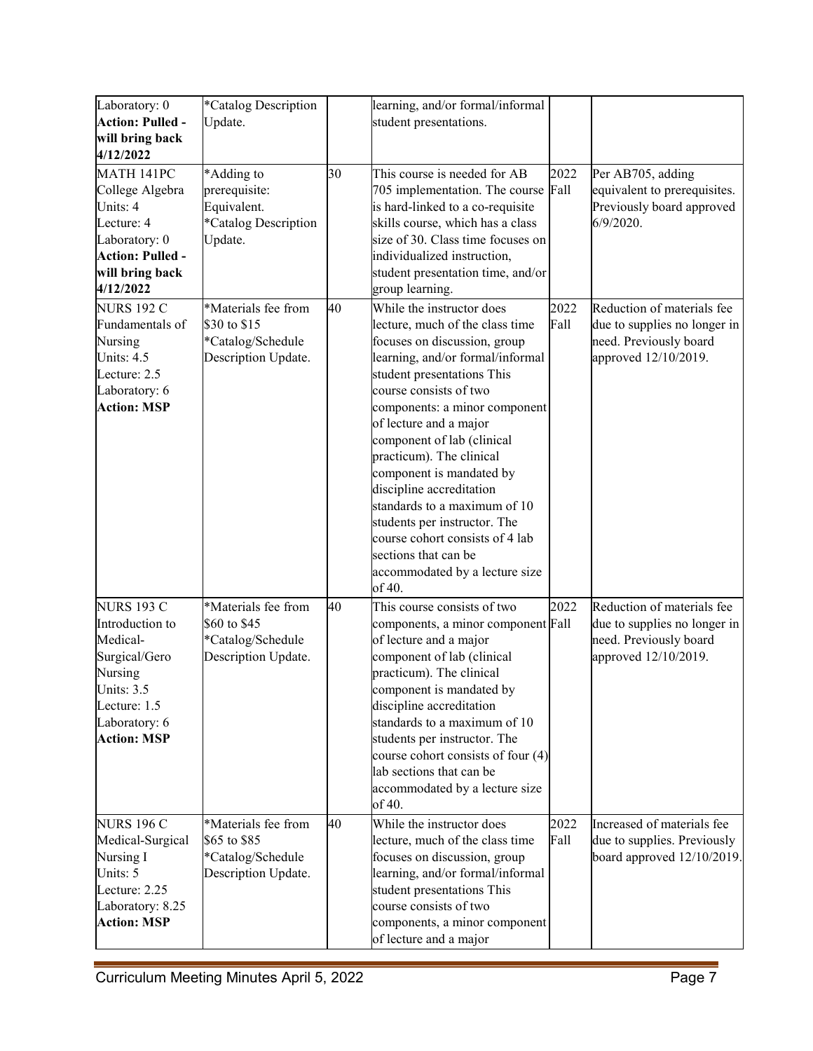| | | | | | |
|---|---|---|---|---|---|
| Laboratory: 0<br>**Action: Pulled - will bring back 4/12/2022** | *Catalog Description Update. | | learning, and/or formal/informal student presentations. | | |
| MATH 141PC<br>College Algebra<br>Units: 4<br>Lecture: 4<br>Laboratory: 0<br>**Action: Pulled - will bring back 4/12/2022** | *Adding to prerequisite: Equivalent.<br>*Catalog Description Update. | 30 | This course is needed for AB 705 implementation. The course is hard-linked to a co-requisite skills course, which has a class size of 30. Class time focuses on individualized instruction, student presentation time, and/or group learning. | 2022 Fall | Per AB705, adding equivalent to prerequisites. Previously board approved 6/9/2020. |
| NURS 192 C<br>Fundamentals of Nursing<br>Units: 4.5<br>Lecture: 2.5<br>Laboratory: 6<br>**Action: MSP** | *Materials fee from $30 to $15<br>*Catalog/Schedule Description Update. | 40 | While the instructor does lecture, much of the class time focuses on discussion, group learning, and/or formal/informal student presentations This course consists of two components: a minor component of lecture and a major component of lab (clinical practicum). The clinical component is mandated by discipline accreditation standards to a maximum of 10 students per instructor. The course cohort consists of 4 lab sections that can be accommodated by a lecture size of 40. | 2022 Fall | Reduction of materials fee due to supplies no longer in need. Previously board approved 12/10/2019. |
| NURS 193 C<br>Introduction to Medical-Surgical/Gero Nursing<br>Units: 3.5<br>Lecture: 1.5<br>Laboratory: 6<br>**Action: MSP** | *Materials fee from $60 to $45<br>*Catalog/Schedule Description Update. | 40 | This course consists of two components, a minor component of lecture and a major component of lab (clinical practicum). The clinical component is mandated by discipline accreditation standards to a maximum of 10 students per instructor. The course cohort consists of four (4) lab sections that can be accommodated by a lecture size of 40. | 2022 Fall | Reduction of materials fee due to supplies no longer in need. Previously board approved 12/10/2019. |
| NURS 196 C<br>Medical-Surgical Nursing I<br>Units: 5<br>Lecture: 2.25<br>Laboratory: 8.25<br>**Action: MSP** | *Materials fee from $65 to $85<br>*Catalog/Schedule Description Update. | 40 | While the instructor does lecture, much of the class time focuses on discussion, group learning, and/or formal/informal student presentations This course consists of two components, a minor component of lecture and a major | 2022 Fall | Increased of materials fee due to supplies. Previously board approved 12/10/2019. |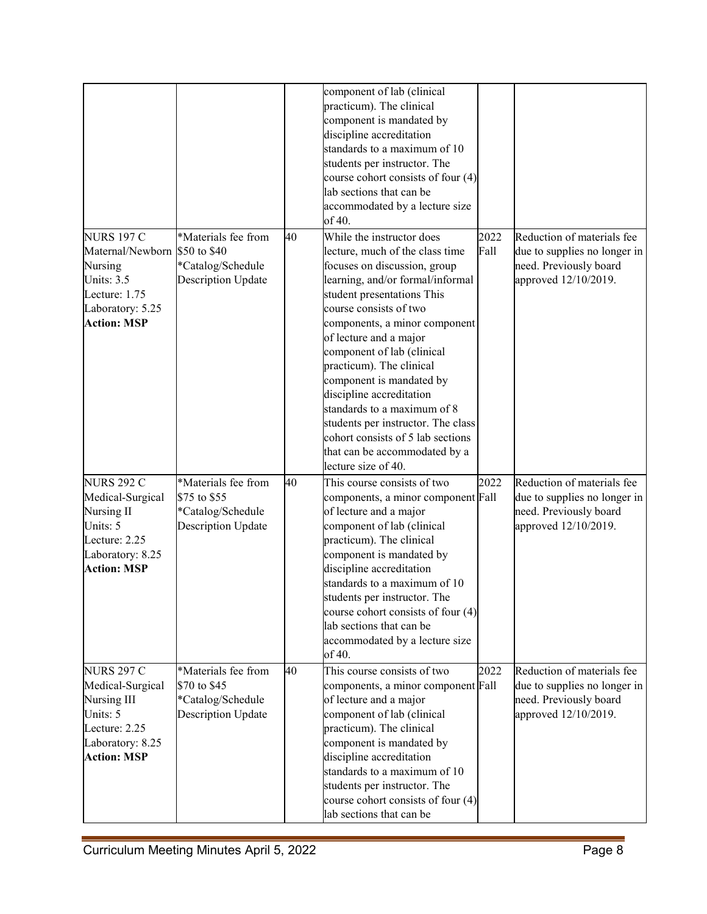| | | | component of lab (clinical practicum). The clinical component is mandated by discipline accreditation standards to a maximum of 10 students per instructor. The course cohort consists of four (4) lab sections that can be accommodated by a lecture size of 40. | | |
|---|---|---|---|---|---|
| NURS 197 C Maternal/Newborn Nursing<br>Units: 3.5<br>Lecture: 1.75<br>Laboratory: 5.25<br>**Action: MSP** | *Materials fee from $50 to $40<br>*Catalog/Schedule Description Update | 40 | While the instructor does lecture, much of the class time focuses on discussion, group learning, and/or formal/informal student presentations This course consists of two components, a minor component of lecture and a major component of lab (clinical practicum). The clinical component is mandated by discipline accreditation standards to a maximum of 8 students per instructor. The class cohort consists of 5 lab sections that can be accommodated by a lecture size of 40. | 2022 Fall | Reduction of materials fee due to supplies no longer in need. Previously board approved 12/10/2019. |
| NURS 292 C Medical-Surgical Nursing II<br>Units: 5<br>Lecture: 2.25<br>Laboratory: 8.25<br>**Action: MSP** | *Materials fee from $75 to $55<br>*Catalog/Schedule Description Update | 40 | This course consists of two components, a minor component of lecture and a major component of lab (clinical practicum). The clinical component is mandated by discipline accreditation standards to a maximum of 10 students per instructor. The course cohort consists of four (4) lab sections that can be accommodated by a lecture size of 40. | 2022 Fall | Reduction of materials fee due to supplies no longer in need. Previously board approved 12/10/2019. |
| NURS 297 C Medical-Surgical Nursing III<br>Units: 5<br>Lecture: 2.25<br>Laboratory: 8.25<br>**Action: MSP** | *Materials fee from $70 to $45<br>*Catalog/Schedule Description Update | 40 | This course consists of two components, a minor component of lecture and a major component of lab (clinical practicum). The clinical component is mandated by discipline accreditation standards to a maximum of 10 students per instructor. The course cohort consists of four (4) lab sections that can be | 2022 Fall | Reduction of materials fee due to supplies no longer in need. Previously board approved 12/10/2019. |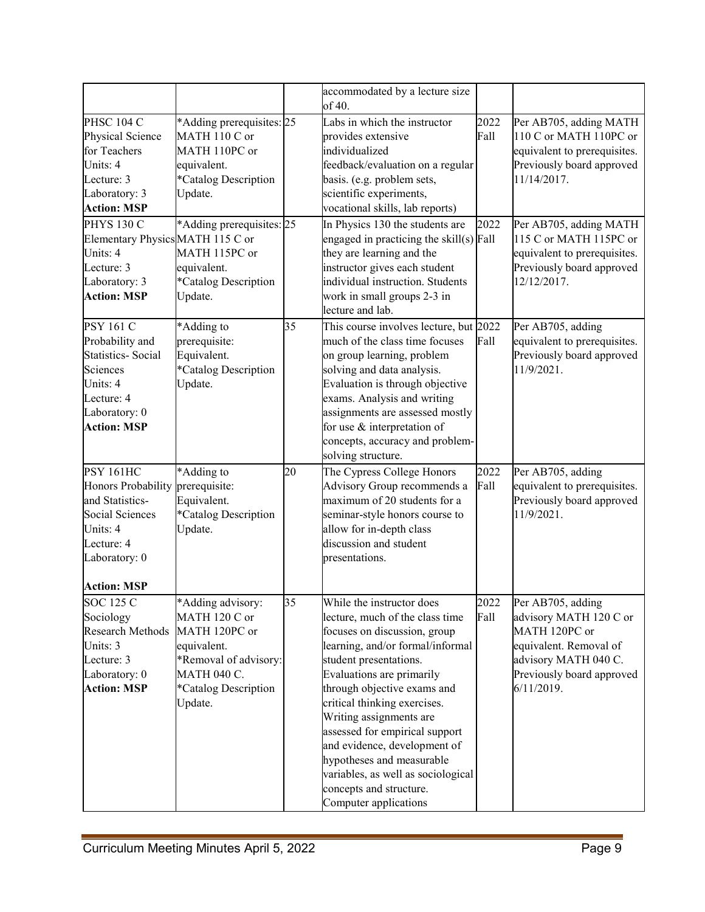| | | | | | |
|---|---|---|---|---|---|
| | | | accommodated by a lecture size of 40. | | |
| PHSC 104 C<br>Physical Science for Teachers<br>Units: 4<br>Lecture: 3<br>Laboratory: 3<br>**Action: MSP** | *Adding prerequisites: MATH 110 C or MATH 110PC or equivalent.<br>*Catalog Description Update. | 25 | Labs in which the instructor provides extensive individualized feedback/evaluation on a regular basis. (e.g. problem sets, scientific experiments, vocational skills, lab reports) | 2022 Fall | Per AB705, adding MATH 110 C or MATH 110PC or equivalent to prerequisites. Previously board approved 11/14/2017. |
| PHYS 130 C<br>Elementary Physics<br>Units: 4<br>Lecture: 3<br>Laboratory: 3<br>**Action: MSP** | *Adding prerequisites: MATH 115 C or MATH 115PC or equivalent.<br>*Catalog Description Update. | 25 | In Physics 130 the students are engaged in practicing the skill(s) they are learning and the instructor gives each student individual instruction. Students work in small groups 2-3 in lecture and lab. | 2022 Fall | Per AB705, adding MATH 115 C or MATH 115PC or equivalent to prerequisites. Previously board approved 12/12/2017. |
| PSY 161 C<br>Probability and Statistics- Social Sciences<br>Units: 4<br>Lecture: 4<br>Laboratory: 0<br>**Action: MSP** | *Adding to prerequisite: Equivalent.<br>*Catalog Description Update. | 35 | This course involves lecture, but much of the class time focuses on group learning, problem solving and data analysis. Evaluation is through objective exams. Analysis and writing assignments are assessed mostly for use & interpretation of concepts, accuracy and problem-solving structure. | 2022 Fall | Per AB705, adding equivalent to prerequisites. Previously board approved 11/9/2021. |
| PSY 161HC<br>Honors Probability and Statistics- Social Sciences<br>Units: 4<br>Lecture: 4<br>Laboratory: 0<br>**Action: MSP** | *Adding to prerequisite: Equivalent.<br>*Catalog Description Update. | 20 | The Cypress College Honors Advisory Group recommends a maximum of 20 students for a seminar-style honors course to allow for in-depth class discussion and student presentations. | 2022 Fall | Per AB705, adding equivalent to prerequisites. Previously board approved 11/9/2021. |
| SOC 125 C<br>Sociology Research Methods<br>Units: 3<br>Lecture: 3<br>Laboratory: 0<br>**Action: MSP** | *Adding advisory: MATH 120 C or MATH 120PC or equivalent.<br>*Removal of advisory: MATH 040 C.<br>*Catalog Description Update. | 35 | While the instructor does lecture, much of the class time focuses on discussion, group learning, and/or formal/informal student presentations. Evaluations are primarily through objective exams and critical thinking exercises. Writing assignments are assessed for empirical support and evidence, development of hypotheses and measurable variables, as well as sociological concepts and structure. Computer applications | 2022 Fall | Per AB705, adding advisory MATH 120 C or MATH 120PC or equivalent. Removal of advisory MATH 040 C. Previously board approved 6/11/2019. |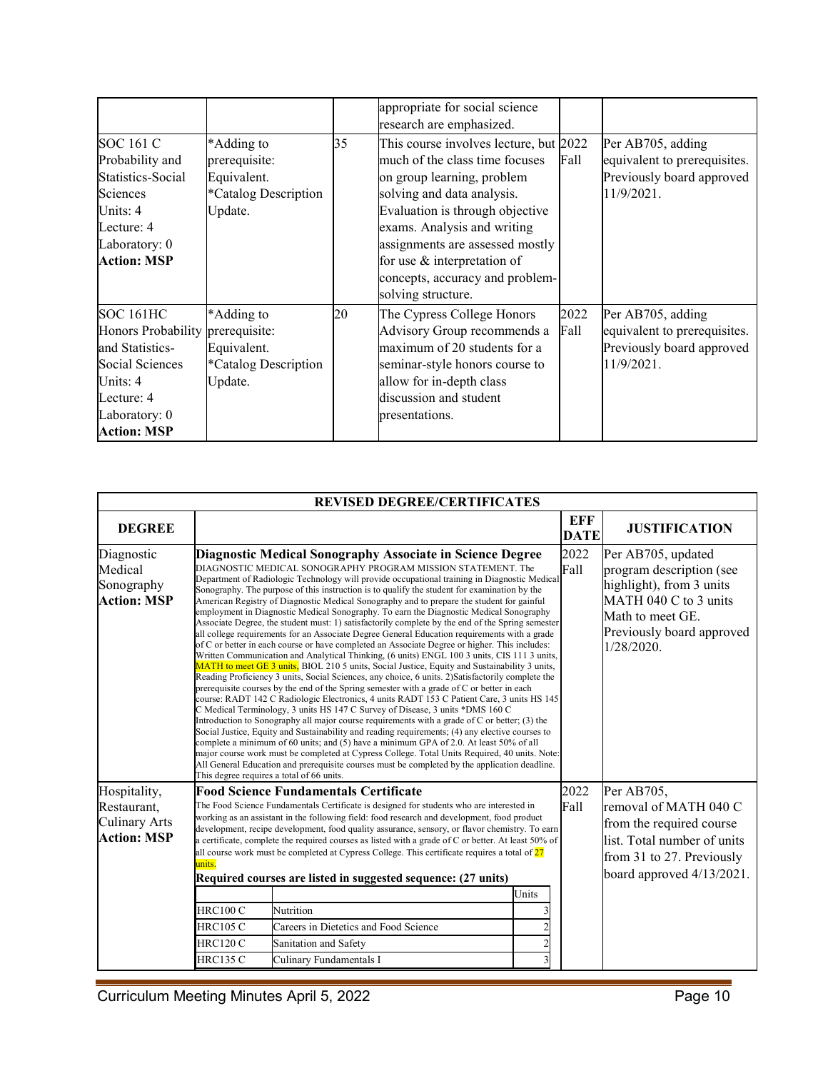| | | | appropriate for social science research are emphasized. | | |
|---|---|---|---|---|---|
| SOC 161 C Probability and Statistics-Social Sciences Units: 4 Lecture: 4 Laboratory: 0 **Action: MSP** | *Adding to prerequisite: Equivalent. *Catalog Description Update. | 35 | This course involves lecture, but much of the class time focuses on group learning, problem solving and data analysis. Evaluation is through objective exams. Analysis and writing assignments are assessed mostly for use & interpretation of concepts, accuracy and problem-solving structure. | 2022 Fall | Per AB705, adding equivalent to prerequisites. Previously board approved 11/9/2021. |
| SOC 161HC Honors Probability and Statistics-Social Sciences Units: 4 Lecture: 4 Laboratory: 0 **Action: MSP** | *Adding to prerequisite: Equivalent. *Catalog Description Update. | 20 | The Cypress College Honors Advisory Group recommends a maximum of 20 students for a seminar-style honors course to allow for in-depth class discussion and student presentations. | 2022 Fall | Per AB705, adding equivalent to prerequisites. Previously board approved 11/9/2021. |

| **REVISED DEGREE/CERTIFICATES** | | | |
|---|---|---|---|
| **DEGREE** | | **EFF DATE** | **JUSTIFICATION** |
| Diagnostic Medical Sonography **Action: MSP** | **Diagnostic Medical Sonography Associate in Science Degree** DIAGNOSTIC MEDICAL SONOGRAPHY PROGRAM MISSION STATEMENT. The Department of Radiologic Technology will provide occupational training in Diagnostic Medical Sonography. The purpose of this instruction is to qualify the student for examination by the American Registry of Diagnostic Medical Sonography and to prepare the student for gainful employment in Diagnostic Medical Sonography. To earn the Diagnostic Medical Sonography Associate Degree, the student must: 1) satisfactorily complete by the end of the Spring semester all college requirements for an Associate Degree General Education requirements with a grade of C or better in each course or have completed an Associate Degree or higher. This includes: Written Communication and Analytical Thinking, (6 units) ENGL 100 3 units, CIS 111 3 units, MATH to meet GE 3 units, BIOL 210 5 units, Social Justice, Equity and Sustainability 3 units, Reading Proficiency 3 units, Social Sciences, any choice, 6 units. 2)Satisfactorily complete the prerequisite courses by the end of the Spring semester with a grade of C or better in each course: RADT 142 C Radiologic Electronics, 4 units RADT 153 C Patient Care, 3 units HS 145 C Medical Terminology, 3 units HS 147 C Survey of Disease, 3 units *DMS 160 C Introduction to Sonography all major course requirements with a grade of C or better; (3) the Social Justice, Equity and Sustainability and reading requirements; (4) any elective courses to complete a minimum of 60 units; and (5) have a minimum GPA of 2.0. At least 50% of all major course work must be completed at Cypress College. Total Units Required, 40 units. Note: All General Education and prerequisite courses must be completed by the application deadline. This degree requires a total of 66 units. | 2022 Fall | Per AB705, updated program description (see highlight), from 3 units MATH 040 C to 3 units Math to meet GE. Previously board approved 1/28/2020. |
| Hospitality, Restaurant, Culinary Arts **Action: MSP** | **Food Science Fundamentals Certificate** The Food Science Fundamentals Certificate is designed for students who are interested in working as an assistant in the following field: food research and development, food product development, recipe development, food quality assurance, sensory, or flavor chemistry. To earn a certificate, complete the required courses as listed with a grade of C or better. At least 50% of all course work must be completed at Cypress College. This certificate requires a total of 27 units. **Required courses are listed in suggested sequence: (27 units)** (Units) HRC100 C Nutrition 3; HRC105 C Careers in Dietetics and Food Science 2; HRC120 C Sanitation and Safety 2; HRC135 C Culinary Fundamentals I 3 | 2022 Fall | Per AB705, removal of MATH 040 C from the required course list. Total number of units from 31 to 27. Previously board approved 4/13/2021. |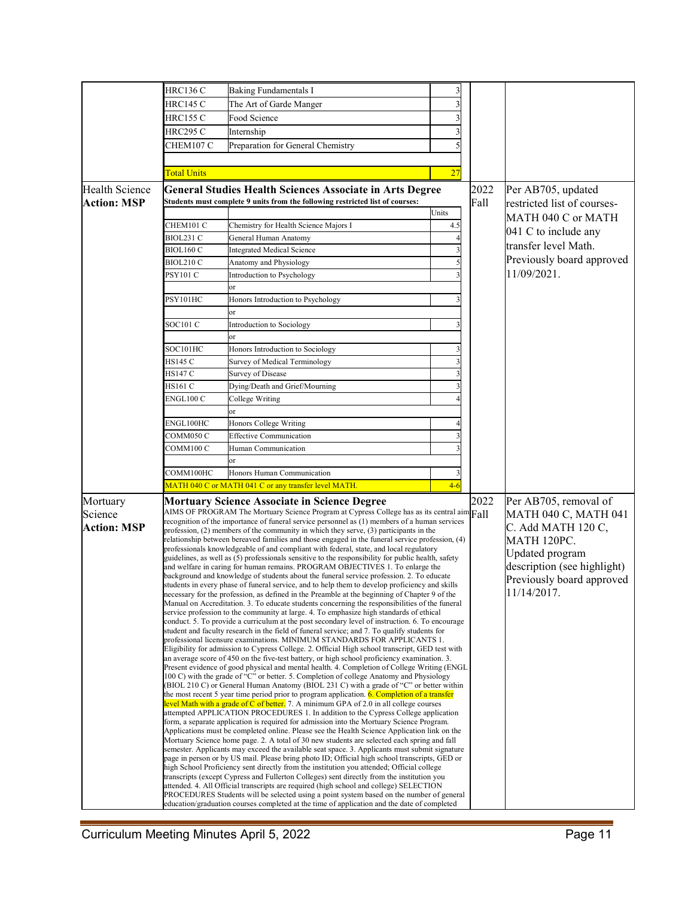| | | | | | |
|---|---|---|---|---|---|
| | HRC136 C | Baking Fundamentals I | 3 | | |
| | HRC145 C | The Art of Garde Manger | 3 | | |
| | HRC155 C | Food Science | 3 | | |
| | HRC295 C | Internship | 3 | | |
| | CHEM107 C | Preparation for General Chemistry | 5 | | |
| | | | | | |
| | Total Units | | 27 | | |
| Health Science **Action: MSP** | **General Studies Health Sciences Associate in Arts Degree** **Students must complete 9 units from the following restricted list of courses:** | | | 2022 Fall | Per AB705, updated restricted list of courses- MATH 040 C or MATH 041 C to include any transfer level Math. Previously board approved 11/09/2021. |
| | | | Units | | |
| | CHEM101 C | Chemistry for Health Science Majors I | 4.5 | | |
| | BIOL231 C | General Human Anatomy | 4 | | |
| | BIOL160 C | Integrated Medical Science | 3 | | |
| | BIOL210 C | Anatomy and Physiology | 5 | | |
| | PSY101 C | Introduction to Psychology | 3 | | |
| | | or | | | |
| | PSY101HC | Honors Introduction to Psychology | 3 | | |
| | | or | | | |
| | SOC101 C | Introduction to Sociology | 3 | | |
| | | or | | | |
| | SOC101HC | Honors Introduction to Sociology | 3 | | |
| | HS145 C | Survey of Medical Terminology | 3 | | |
| | HS147 C | Survey of Disease | 3 | | |
| | HS161 C | Dying/Death and Grief/Mourning | 3 | | |
| | ENGL100 C | College Writing | 4 | | |
| | | or | | | |
| | ENGL100HC | Honors College Writing | 4 | | |
| | COMM050 C | Effective Communication | 3 | | |
| | COMM100 C | Human Communication | 3 | | |
| | | or | | | |
| | COMM100HC | Honors Human Communication | 3 | | |
| | MATH 040 C or MATH 041 C or any transfer level MATH. | | 4-6 | | |
| Mortuary Science **Action: MSP** | **Mortuary Science Associate in Science Degree** AIMS OF PROGRAM The Mortuary Science Program at Cypress College has as its central aim recognition of the importance of funeral service personnel as (1) members of a human services profession, (2) members of the community in which they serve, (3) participants in the relationship between bereaved families and those engaged in the funeral service profession, (4) professionals knowledgeable of and compliant with federal, state, and local regulatory guidelines, as well as (5) professionals sensitive to the responsibility for public health, safety and welfare in caring for human remains. PROGRAM OBJECTIVES 1. To enlarge the background and knowledge of students about the funeral service profession. 2. To educate students in every phase of funeral service, and to help them to develop proficiency and skills necessary for the profession, as defined in the Preamble at the beginning of Chapter 9 of the Manual on Accreditation. 3. To educate students concerning the responsibilities of the funeral service profession to the community at large. 4. To emphasize high standards of ethical conduct. 5. To provide a curriculum at the post secondary level of instruction. 6. To encourage student and faculty research in the field of funeral service; and 7. To qualify students for professional licensure examinations. MINIMUM STANDARDS FOR APPLICANTS 1. Eligibility for admission to Cypress College. 2. Official High school transcript, GED test with an average score of 450 on the five-test battery, or high school proficiency examination. 3. Present evidence of good physical and mental health. 4. Completion of College Writing (ENGL 100 C) with the grade of "C" or better. 5. Completion of college Anatomy and Physiology (BIOL 210 C) or General Human Anatomy (BIOL 231 C) with a grade of "C" or better within the most recent 5 year time period prior to program application. 6. Completion of a transfer level Math with a grade of C of better. 7. A minimum GPA of 2.0 in all college courses attempted APPLICATION PROCEDURES 1. In addition to the Cypress College application form, a separate application is required for admission into the Mortuary Science Program. Applications must be completed online. Please see the Health Science Application link on the Mortuary Science home page. 2. A total of 30 new students are selected each spring and fall semester. Applicants may exceed the available seat space. 3. Applicants must submit signature page in person or by US mail. Please bring photo ID; Official high school transcripts, GED or high School Proficiency sent directly from the institution you attended; Official college transcripts (except Cypress and Fullerton Colleges) sent directly from the institution you attended. 4. All Official transcripts are required (high school and college) SELECTION PROCEDURES Students will be selected using a point system based on the number of general education/graduation courses completed at the time of application and the date of completed | | | 2022 Fall | Per AB705, removal of MATH 040 C, MATH 041 C. Add MATH 120 C, MATH 120PC. Updated program description (see highlight) Previously board approved 11/14/2017. |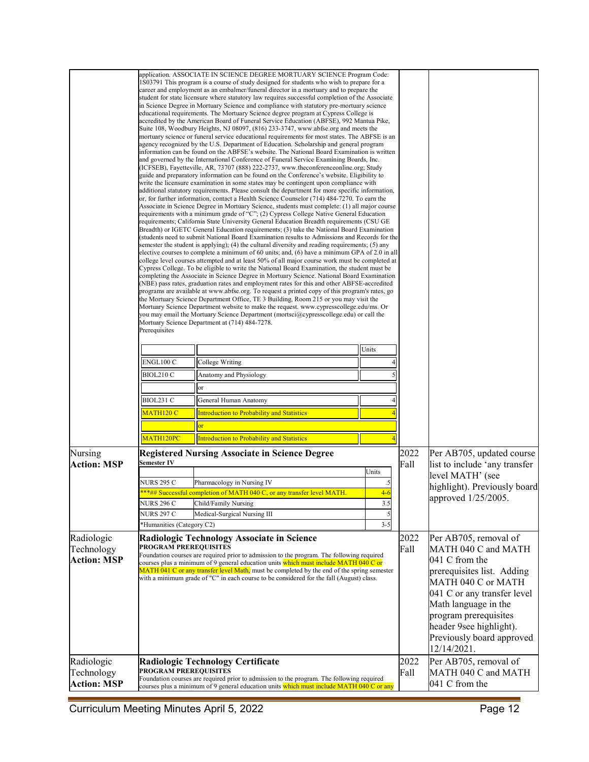| | | | |
|---|---|---|---|
| | application. ASSOCIATE IN SCIENCE DEGREE MORTUARY SCIENCE Program Code: 1S03791 This program is a course of study designed for students who wish to prepare for a career and employment as an embalmer/funeral director in a mortuary and to prepare the student for state licensure where statutory law requires successful completion of the Associate in Science Degree in Mortuary Science and compliance with statutory pre-mortuary science educational requirements. The Mortuary Science degree program at Cypress College is accredited by the American Board of Funeral Service Education (ABFSE), 992 Mantua Pike, Suite 108, Woodbury Heights, NJ 08097, (816) 233-3747, www.abfse.org and meets the mortuary science or funeral service educational requirements for most states. The ABFSE is an agency recognized by the U.S. Department of Education. Scholarship and general program information can be found on the ABFSE's website. The National Board Examination is written and governed by the International Conference of Funeral Service Examining Boards, Inc. (ICFSEB), Fayetteville, AR, 73707 (888) 222-2737, www.theconferenceonline.org; Study guide and preparatory information can be found on the Conference's website. Eligibility to write the licensure examination in some states may be contingent upon compliance with additional statutory requirements. Please consult the department for more specific information, or, for further information, contact a Health Science Counselor (714) 484-7270. To earn the Associate in Science Degree in Mortuary Science, students must complete: (1) all major course requirements with a minimum grade of "C"; (2) Cypress College Native General Education requirements; California State University General Education Breadth requirements (CSU GE Breadth) or IGETC General Education requirements; (3) take the National Board Examination (students need to submit National Board Examination results to Admissions and Records for the semester the student is applying); (4) the cultural diversity and reading requirements; (5) any elective courses to complete a minimum of 60 units; and, (6) have a minimum GPA of 2.0 in all college level courses attempted and at least 50% of all major course work must be completed at Cypress College. To be eligible to write the National Board Examination, the student must be completing the Associate in Science Degree in Mortuary Science. National Board Examination (NBE) pass rates, graduation rates and employment rates for this and other ABFSE-accredited programs are available at www.abfse.org. To request a printed copy of this program's rates, go the Mortuary Science Department Office, TE 3 Building, Room 215 or you may visit the Mortuary Science Department website to make the request. www.cypresscollege.edu/ms. Or you may email the Mortuary Science Department (mortsci@cypresscollege.edu) or call the Mortuary Science Department at (714) 484-7278.<br>Prerequisites<br><br>\| \| \| Units \|<br>\| ENGL100 C \| College Writing \| 4 \|<br>\| BIOL210 C \| Anatomy and Physiology \| 5 \|<br>\| \| or \| \|<br>\| BIOL231 C \| General Human Anatomy \| 4 \|<br>\| MATH120 C \| Introduction to Probability and Statistics \| 4 \|<br>\| \| or \| \|<br>\| MATH120PC \| Introduction to Probability and Statistics \| 4 \| | | |
| Nursing<br>**Action: MSP** | **Registered Nursing Associate in Science Degree**<br>**Semester IV**<br><br>\| \| \| Units \|<br>\| NURS 295 C \| Pharmacology in Nursing IV \| .5 \|<br>\| ***## Successful completion of MATH 040 C, or any transfer level MATH. \| \| 4-6 \|<br>\| NURS 296 C \| Child/Family Nursing \| 3.5 \|<br>\| NURS 297 C \| Medical-Surgical Nursing III \| 5 \|<br>\| *Humanities (Category C2) \| \| 3-5 \| | 2022 Fall | Per AB705, updated course list to include 'any transfer level MATH' (see highlight). Previously board approved 1/25/2005. |
| Radiologic Technology<br>**Action: MSP** | **Radiologic Technology Associate in Science**<br>**PROGRAM PREREQUISITES**<br>Foundation courses are required prior to admission to the program. The following required courses plus a minimum of 9 general education units which must include MATH 040 C or MATH 041 C or any transfer level Math, must be completed by the end of the spring semester with a minimum grade of "C" in each course to be considered for the fall (August) class. | 2022 Fall | Per AB705, removal of MATH 040 C and MATH 041 C from the prerequisites list. Adding MATH 040 C or MATH 041 C or any transfer level Math language in the program prerequisites header 9see highlight). Previously board approved 12/14/2021. |
| Radiologic Technology<br>**Action: MSP** | **Radiologic Technology Certificate**<br>**PROGRAM PREREQUISITES**<br>Foundation courses are required prior to admission to the program. The following required courses plus a minimum of 9 general education units which must include MATH 040 C or any | 2022 Fall | Per AB705, removal of MATH 040 C and MATH 041 C from the |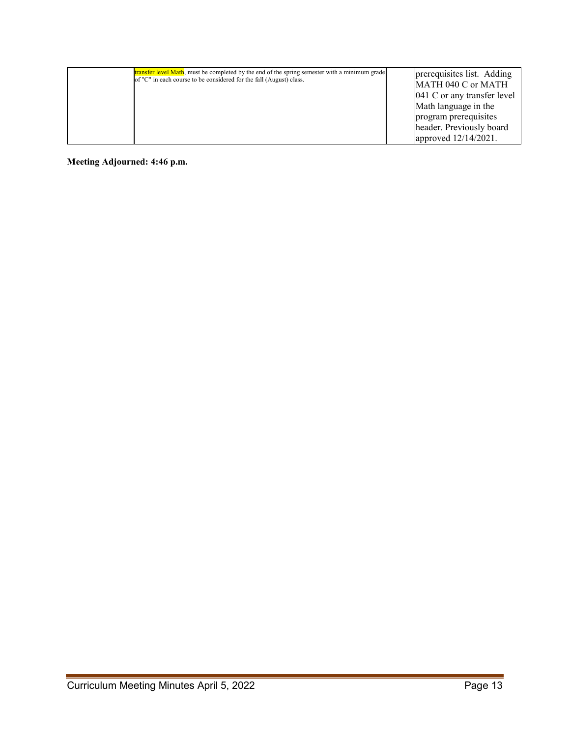| | | | |
|---|---|---|---|
| | transfer level Math, must be completed by the end of the spring semester with a minimum grade of "C" in each course to be considered for the fall (August) class. | | prerequisites list. Adding MATH 040 C or MATH 041 C or any transfer level Math language in the program prerequisites header. Previously board approved 12/14/2021. |

**Meeting Adjourned: 4:46 p.m.**